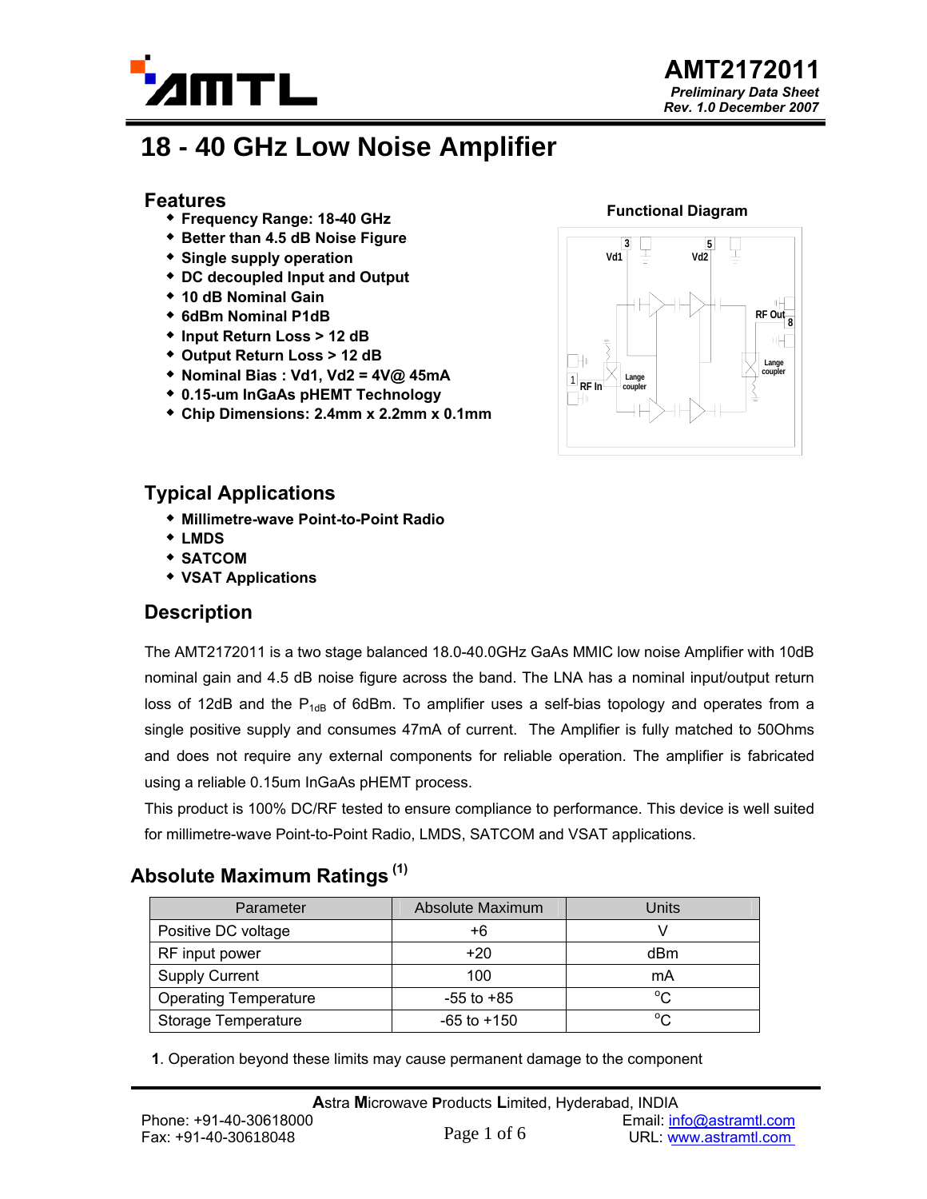AMT2172011

*Preliminary Data Sheet*
*Rev. 1.0 December 2007*

# 18 - 40 GHz Low Noise Amplifier

## Features

- **Frequency Range: 18-40 GHz**
- **Better than 4.5 dB Noise Figure**
- **Single supply operation**
- **DC decoupled Input and Output**
- **10 dB Nominal Gain**
- **6dBm Nominal P1dB**
- **Input Return Loss > 12 dB**
- **Output Return Loss > 12 dB**
- **Nominal Bias : Vd1, Vd2 = 4V@ 45mA**
- **0.15-um InGaAs pHEMT Technology**
- **Chip Dimensions: 2.4mm x 2.2mm x 0.1mm**

**Functional Diagram**

## Typical Applications

- **Millimetre-wave Point-to-Point Radio**
- **LMDS**
- **SATCOM**
- **VSAT Applications**

## Description

The AMT2172011 is a two stage balanced 18.0-40.0GHz GaAs MMIC low noise Amplifier with 10dB nominal gain and 4.5 dB noise figure across the band. The LNA has a nominal input/output return loss of 12dB and the $P_{1dB}$ of 6dBm. To amplifier uses a self-bias topology and operates from a single positive supply and consumes 47mA of current. The Amplifier is fully matched to 50Ohms and does not require any external components for reliable operation. The amplifier is fabricated using a reliable 0.15um InGaAs pHEMT process.

This product is 100% DC/RF tested to ensure compliance to performance. This device is well suited for millimetre-wave Point-to-Point Radio, LMDS, SATCOM and VSAT applications.

## Absolute Maximum Ratings [1]

| Parameter | Absolute Maximum | Units |
|---|---|---|
| Positive DC voltage | +6 | V |
| RF input power | +20 | dBm |
| Supply Current | 100 | mA |
| Operating Temperature | -55 to +85 | °C |
| Storage Temperature | -65 to +150 | °C |

**1**. Operation beyond these limits may cause permanent damage to the component

**A**stra **M**icrowave **P**roducts **L**imited, Hyderabad, INDIA
Phone: +91-40-30618000
Fax: +91-40-30618048
Email: info@astramtl.com
URL: www.astramtl.com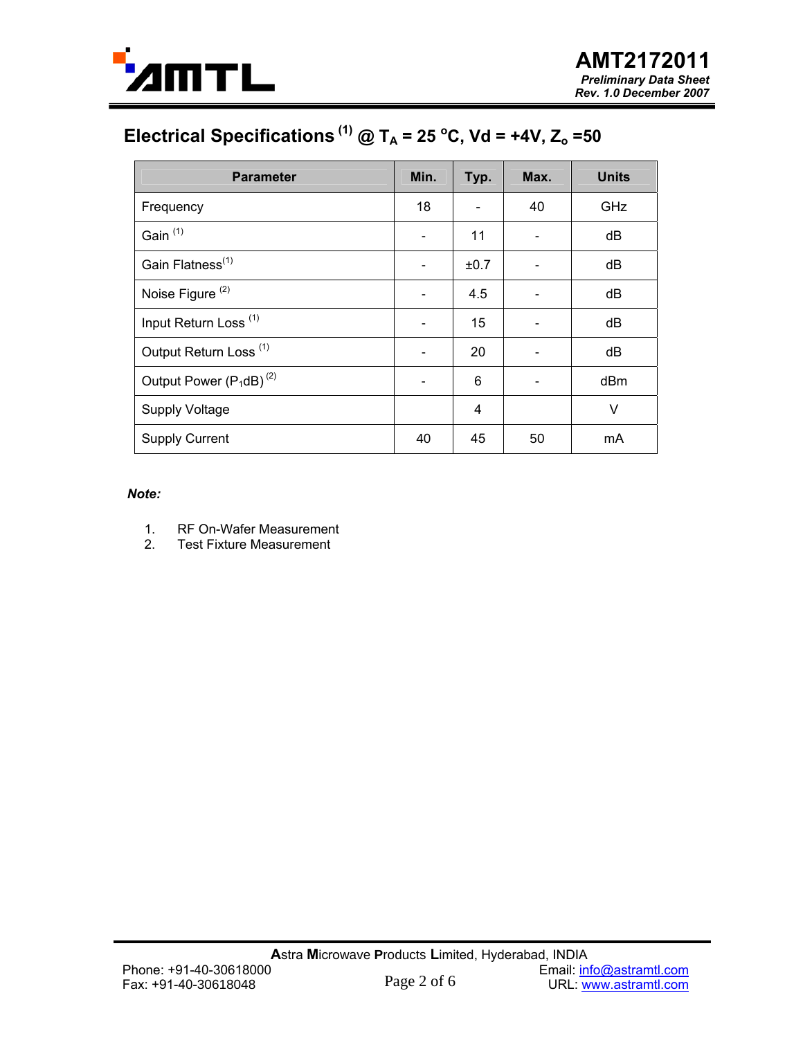## Electrical Specifications [1] @ $T_A$ = 25 °C, Vd = +4V, $Z_o$ =50

| Parameter | Min. | Typ. | Max. | Units |
|---|---|---|---|---|
| Frequency | 18 | - | 40 | GHz |
| Gain [1] | - | 11 | - | dB |
| Gain Flatness[1] | - | ±0.7 | - | dB |
| Noise Figure [2] | - | 4.5 | - | dB |
| Input Return Loss [1] | - | 15 | - | dB |
| Output Return Loss [1] | - | 20 | - | dB |
| Output Power ($P_1$dB) [2] | - | 6 | - | dBm |
| Supply Voltage | | 4 | | V |
| Supply Current | 40 | 45 | 50 | mA |

***Note:***

1. RF On-Wafer Measurement
2. Test Fixture Measurement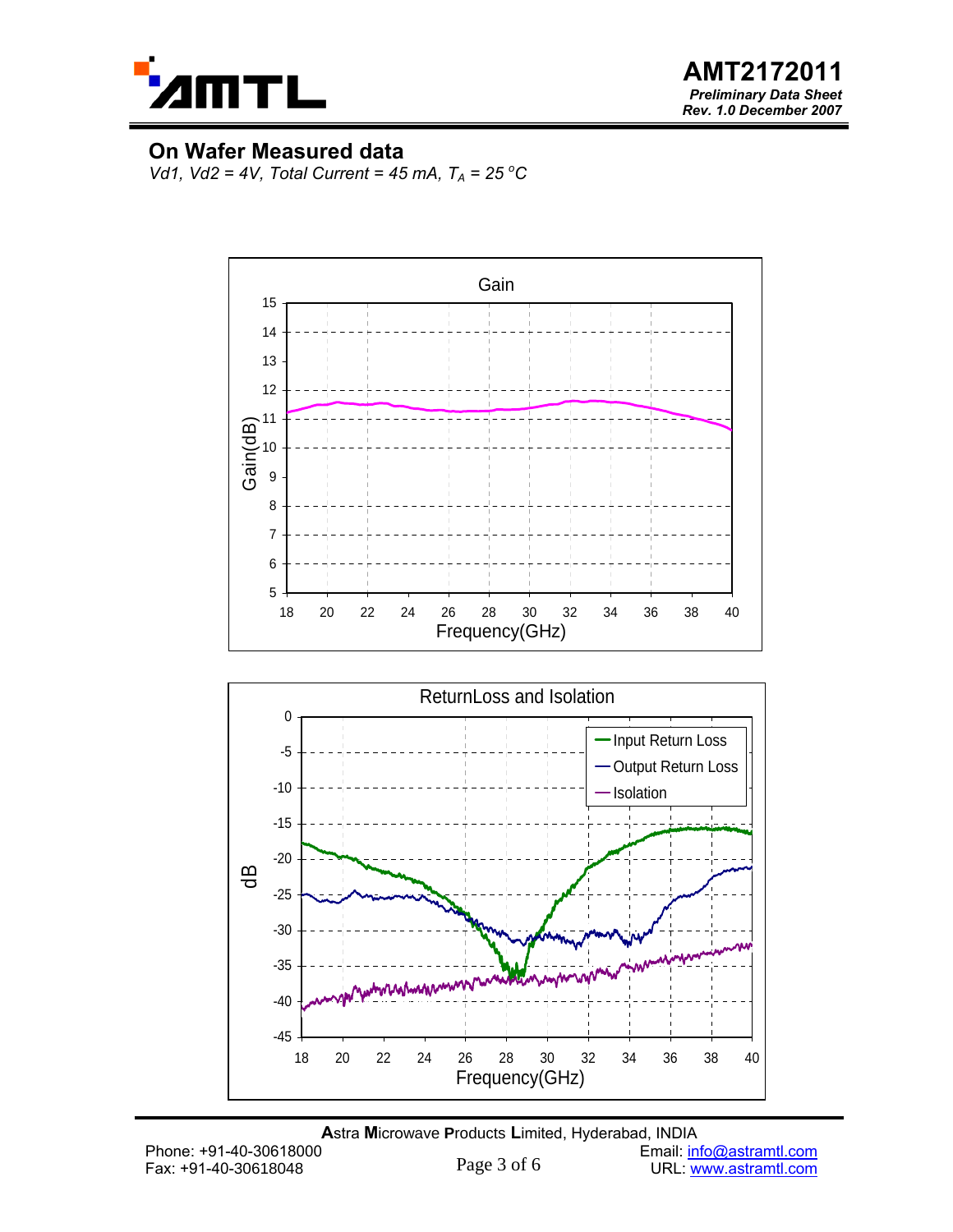## On Wafer Measured data

*Vd1, Vd2 = 4V, Total Current = 45 mA, $T_A$ = 25 °C*

Gain

Gain(dB)

Frequency(GHz)

ReturnLoss and Isolation

- Input Return Loss
- Output Return Loss
- Isolation

dB

Frequency(GHz)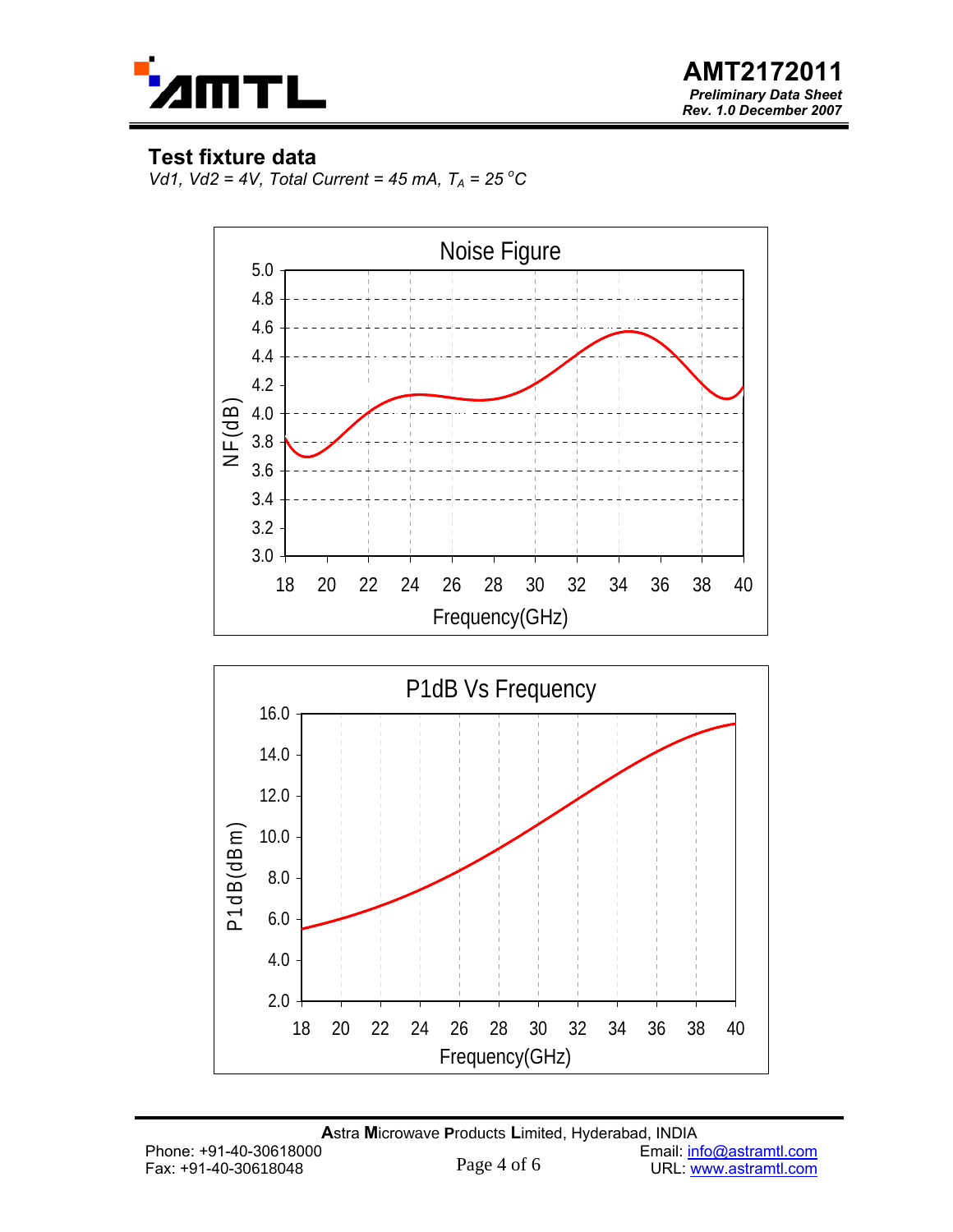## Test fixture data

*Vd1, Vd2 = 4V, Total Current = 45 mA, $T_A$ = 25 °C*

Noise Figure

NF(dB)

Frequency(GHz)

P1dB Vs Frequency

P1dB(dBm)

Frequency(GHz)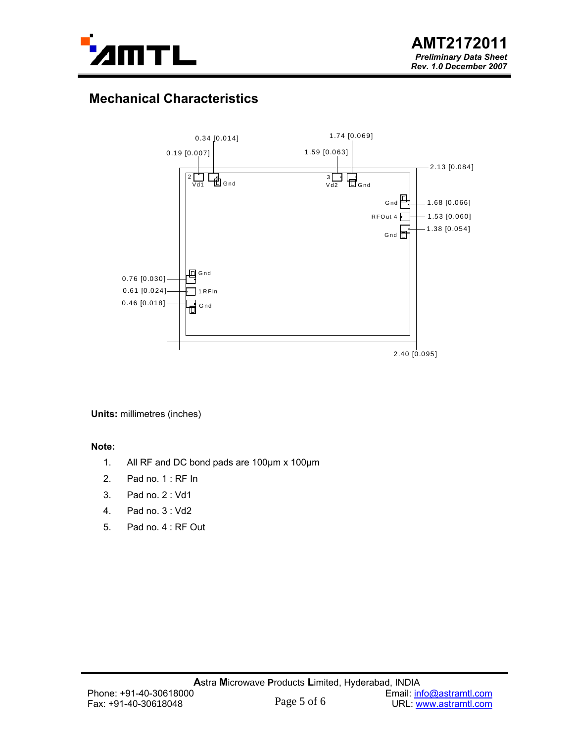## Mechanical Characteristics

**Units:** millimetres (inches)

**Note:**

1. All RF and DC bond pads are 100µm x 100µm
2. Pad no. 1 : RF In
3. Pad no. 2 : Vd1
4. Pad no. 3 : Vd2
5. Pad no. 4 : RF Out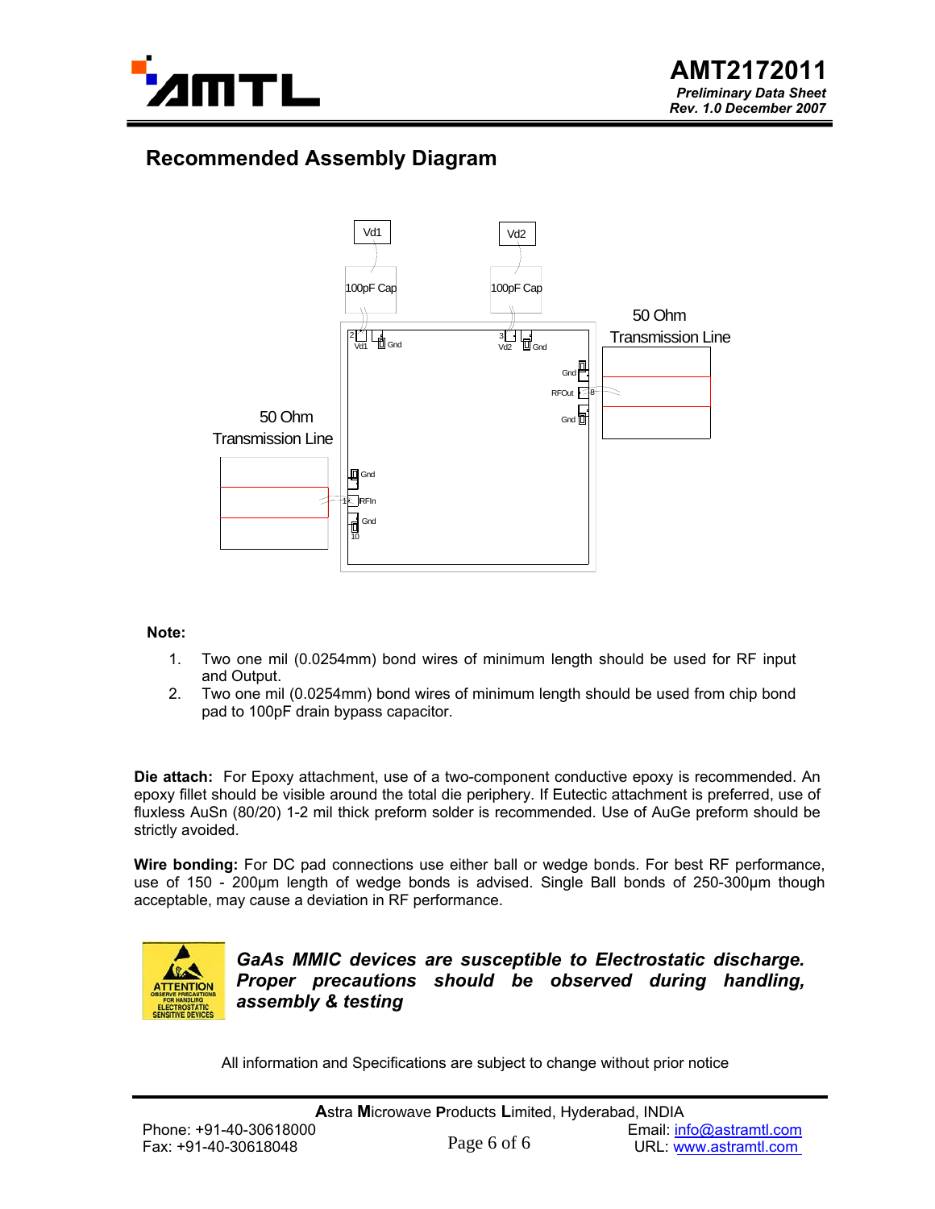## Recommended Assembly Diagram

Vd1

Vd2

100pF Cap

100pF Cap

50 Ohm
Transmission Line

50 Ohm
Transmission Line

2 Vd1 Gnd

3 Vd2 Gnd

Gnd

RFOut 8

Gnd

Gnd

1 RFIn

Gnd

10

**Note:**

1. Two one mil (0.0254mm) bond wires of minimum length should be used for RF input and Output.
2. Two one mil (0.0254mm) bond wires of minimum length should be used from chip bond pad to 100pF drain bypass capacitor.

**Die attach:** For Epoxy attachment, use of a two-component conductive epoxy is recommended. An epoxy fillet should be visible around the total die periphery. If Eutectic attachment is preferred, use of fluxless AuSn (80/20) 1-2 mil thick preform solder is recommended. Use of AuGe preform should be strictly avoided.

**Wire bonding:** For DC pad connections use either ball or wedge bonds. For best RF performance, use of 150 - 200µm length of wedge bonds is advised. Single Ball bonds of 250-300µm though acceptable, may cause a deviation in RF performance.

ATTENTION
OBSERVE PRECAUTIONS FOR HANDLING
ELECTROSTATIC SENSITIVE DEVICES

***GaAs MMIC devices are susceptible to Electrostatic discharge. Proper precautions should be observed during handling, assembly & testing***

All information and Specifications are subject to change without prior notice

**A**stra **M**icrowave **P**roducts **L**imited, Hyderabad, INDIA

Phone: +91-40-30618000
Fax: +91-40-30618048

Email: info@astramtl.com
URL: www.astramtl.com